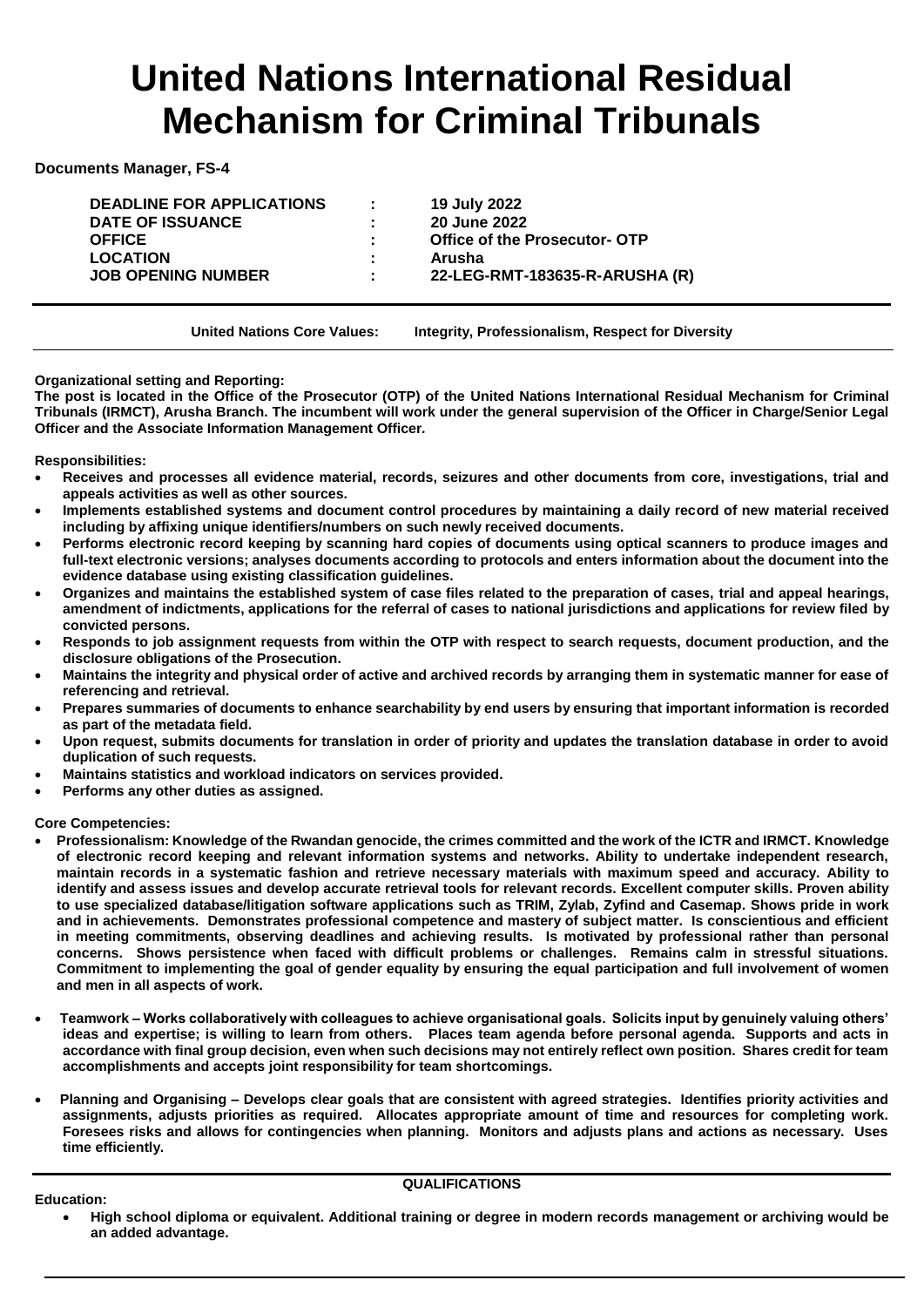# United Nations International Residual Mechanism for Criminal Tribunals

**Documents Manager, FS-4**

| | | |
|---|---|---|
| **DEADLINE FOR APPLICATIONS** | **:** | **19 July 2022** |
| **DATE OF ISSUANCE** | **:** | **20 June 2022** |
| **OFFICE** | **:** | **Office of the Prosecutor- OTP** |
| **LOCATION** | **:** | **Arusha** |
| **JOB OPENING NUMBER** | **:** | **22-LEG-RMT-183635-R-ARUSHA (R)** |

**United Nations Core Values: Integrity, Professionalism, Respect for Diversity**

**Organizational setting and Reporting:**

**The post is located in the Office of the Prosecutor (OTP) of the United Nations International Residual Mechanism for Criminal Tribunals (IRMCT), Arusha Branch. The incumbent will work under the general supervision of the Officer in Charge/Senior Legal Officer and the Associate Information Management Officer.**

**Responsibilities:**

- **Receives and processes all evidence material, records, seizures and other documents from core, investigations, trial and appeals activities as well as other sources.**
- **Implements established systems and document control procedures by maintaining a daily record of new material received including by affixing unique identifiers/numbers on such newly received documents.**
- **Performs electronic record keeping by scanning hard copies of documents using optical scanners to produce images and full-text electronic versions; analyses documents according to protocols and enters information about the document into the evidence database using existing classification guidelines.**
- **Organizes and maintains the established system of case files related to the preparation of cases, trial and appeal hearings, amendment of indictments, applications for the referral of cases to national jurisdictions and applications for review filed by convicted persons.**
- **Responds to job assignment requests from within the OTP with respect to search requests, document production, and the disclosure obligations of the Prosecution.**
- **Maintains the integrity and physical order of active and archived records by arranging them in systematic manner for ease of referencing and retrieval.**
- **Prepares summaries of documents to enhance searchability by end users by ensuring that important information is recorded as part of the metadata field.**
- **Upon request, submits documents for translation in order of priority and updates the translation database in order to avoid duplication of such requests.**
- **Maintains statistics and workload indicators on services provided.**
- **Performs any other duties as assigned.**

**Core Competencies:**

- **Professionalism: Knowledge of the Rwandan genocide, the crimes committed and the work of the ICTR and IRMCT. Knowledge of electronic record keeping and relevant information systems and networks. Ability to undertake independent research, maintain records in a systematic fashion and retrieve necessary materials with maximum speed and accuracy. Ability to identify and assess issues and develop accurate retrieval tools for relevant records. Excellent computer skills. Proven ability to use specialized database/litigation software applications such as TRIM, Zylab, Zyfind and Casemap. Shows pride in work and in achievements. Demonstrates professional competence and mastery of subject matter. Is conscientious and efficient in meeting commitments, observing deadlines and achieving results. Is motivated by professional rather than personal concerns. Shows persistence when faced with difficult problems or challenges. Remains calm in stressful situations. Commitment to implementing the goal of gender equality by ensuring the equal participation and full involvement of women and men in all aspects of work.**

- **Teamwork – Works collaboratively with colleagues to achieve organisational goals. Solicits input by genuinely valuing others' ideas and expertise; is willing to learn from others. Places team agenda before personal agenda. Supports and acts in accordance with final group decision, even when such decisions may not entirely reflect own position. Shares credit for team accomplishments and accepts joint responsibility for team shortcomings.**

- **Planning and Organising – Develops clear goals that are consistent with agreed strategies. Identifies priority activities and assignments, adjusts priorities as required. Allocates appropriate amount of time and resources for completing work. Foresees risks and allows for contingencies when planning. Monitors and adjusts plans and actions as necessary. Uses time efficiently.**

**QUALIFICATIONS**

**Education:**

- **High school diploma or equivalent. Additional training or degree in modern records management or archiving would be an added advantage.**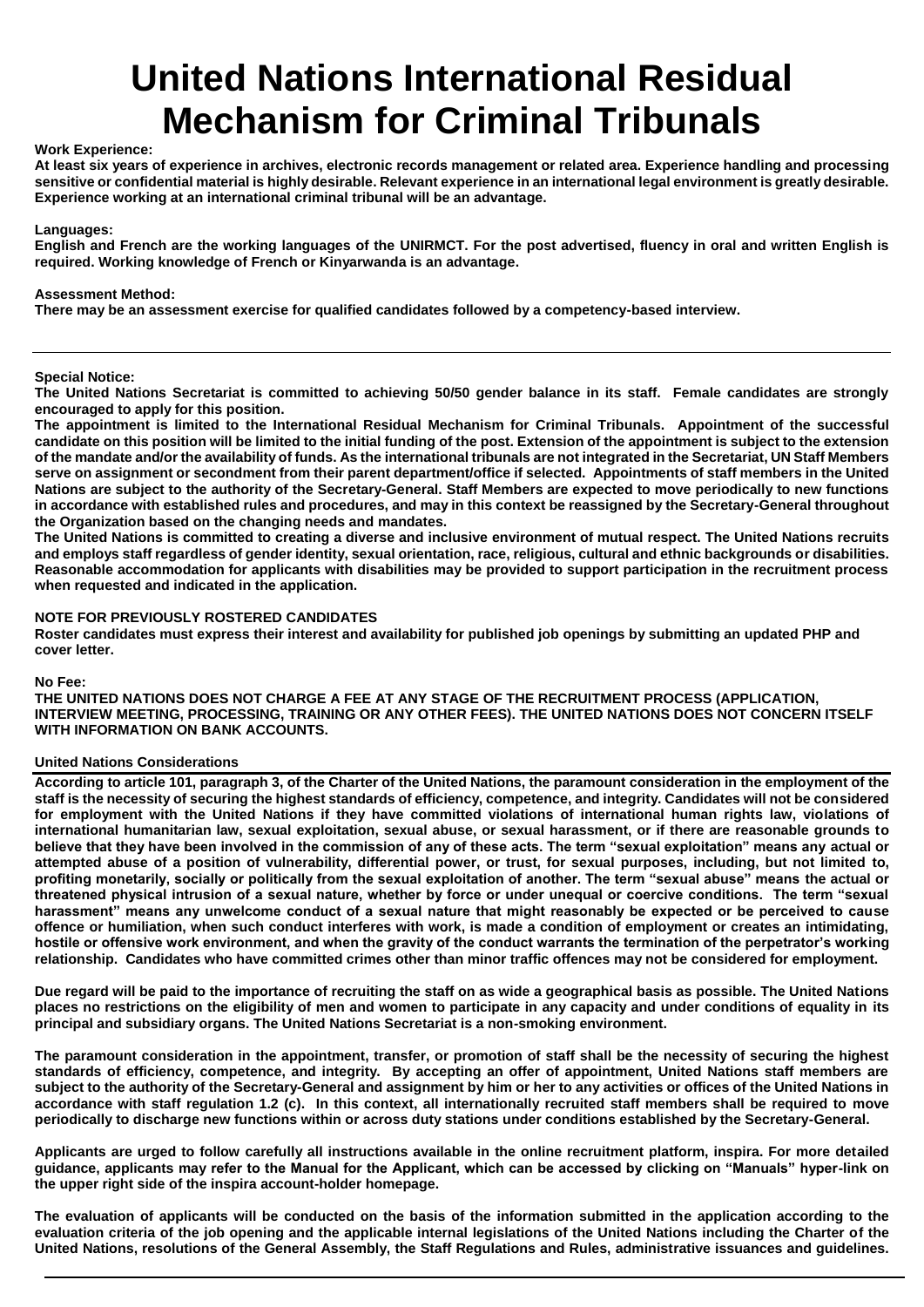# United Nations International Residual Mechanism for Criminal Tribunals

**Work Experience:**

**At least six years of experience in archives, electronic records management or related area. Experience handling and processing sensitive or confidential material is highly desirable. Relevant experience in an international legal environment is greatly desirable. Experience working at an international criminal tribunal will be an advantage.**

**Languages:**

**English and French are the working languages of the UNIRMCT. For the post advertised, fluency in oral and written English is required. Working knowledge of French or Kinyarwanda is an advantage.**

**Assessment Method:**

**There may be an assessment exercise for qualified candidates followed by a competency-based interview.**

---

**Special Notice:**

**The United Nations Secretariat is committed to achieving 50/50 gender balance in its staff. Female candidates are strongly encouraged to apply for this position.**

**The appointment is limited to the International Residual Mechanism for Criminal Tribunals. Appointment of the successful candidate on this position will be limited to the initial funding of the post. Extension of the appointment is subject to the extension of the mandate and/or the availability of funds. As the international tribunals are not integrated in the Secretariat, UN Staff Members serve on assignment or secondment from their parent department/office if selected. Appointments of staff members in the United Nations are subject to the authority of the Secretary-General. Staff Members are expected to move periodically to new functions in accordance with established rules and procedures, and may in this context be reassigned by the Secretary-General throughout the Organization based on the changing needs and mandates.**

**The United Nations is committed to creating a diverse and inclusive environment of mutual respect. The United Nations recruits and employs staff regardless of gender identity, sexual orientation, race, religious, cultural and ethnic backgrounds or disabilities. Reasonable accommodation for applicants with disabilities may be provided to support participation in the recruitment process when requested and indicated in the application.**

**NOTE FOR PREVIOUSLY ROSTERED CANDIDATES**

**Roster candidates must express their interest and availability for published job openings by submitting an updated PHP and cover letter.**

**No Fee:**

**THE UNITED NATIONS DOES NOT CHARGE A FEE AT ANY STAGE OF THE RECRUITMENT PROCESS (APPLICATION, INTERVIEW MEETING, PROCESSING, TRAINING OR ANY OTHER FEES). THE UNITED NATIONS DOES NOT CONCERN ITSELF WITH INFORMATION ON BANK ACCOUNTS.**

**United Nations Considerations**

**According to article 101, paragraph 3, of the Charter of the United Nations, the paramount consideration in the employment of the staff is the necessity of securing the highest standards of efficiency, competence, and integrity. Candidates will not be considered for employment with the United Nations if they have committed violations of international human rights law, violations of international humanitarian law, sexual exploitation, sexual abuse, or sexual harassment, or if there are reasonable grounds to believe that they have been involved in the commission of any of these acts. The term "sexual exploitation" means any actual or attempted abuse of a position of vulnerability, differential power, or trust, for sexual purposes, including, but not limited to, profiting monetarily, socially or politically from the sexual exploitation of another. The term "sexual abuse" means the actual or threatened physical intrusion of a sexual nature, whether by force or under unequal or coercive conditions. The term "sexual harassment" means any unwelcome conduct of a sexual nature that might reasonably be expected or be perceived to cause offence or humiliation, when such conduct interferes with work, is made a condition of employment or creates an intimidating, hostile or offensive work environment, and when the gravity of the conduct warrants the termination of the perpetrator's working relationship. Candidates who have committed crimes other than minor traffic offences may not be considered for employment.**

**Due regard will be paid to the importance of recruiting the staff on as wide a geographical basis as possible. The United Nations places no restrictions on the eligibility of men and women to participate in any capacity and under conditions of equality in its principal and subsidiary organs. The United Nations Secretariat is a non-smoking environment.**

**The paramount consideration in the appointment, transfer, or promotion of staff shall be the necessity of securing the highest standards of efficiency, competence, and integrity. By accepting an offer of appointment, United Nations staff members are subject to the authority of the Secretary-General and assignment by him or her to any activities or offices of the United Nations in accordance with staff regulation 1.2 (c). In this context, all internationally recruited staff members shall be required to move periodically to discharge new functions within or across duty stations under conditions established by the Secretary-General.**

**Applicants are urged to follow carefully all instructions available in the online recruitment platform, inspira. For more detailed guidance, applicants may refer to the Manual for the Applicant, which can be accessed by clicking on "Manuals" hyper-link on the upper right side of the inspira account-holder homepage.**

**The evaluation of applicants will be conducted on the basis of the information submitted in the application according to the evaluation criteria of the job opening and the applicable internal legislations of the United Nations including the Charter of the United Nations, resolutions of the General Assembly, the Staff Regulations and Rules, administrative issuances and guidelines.**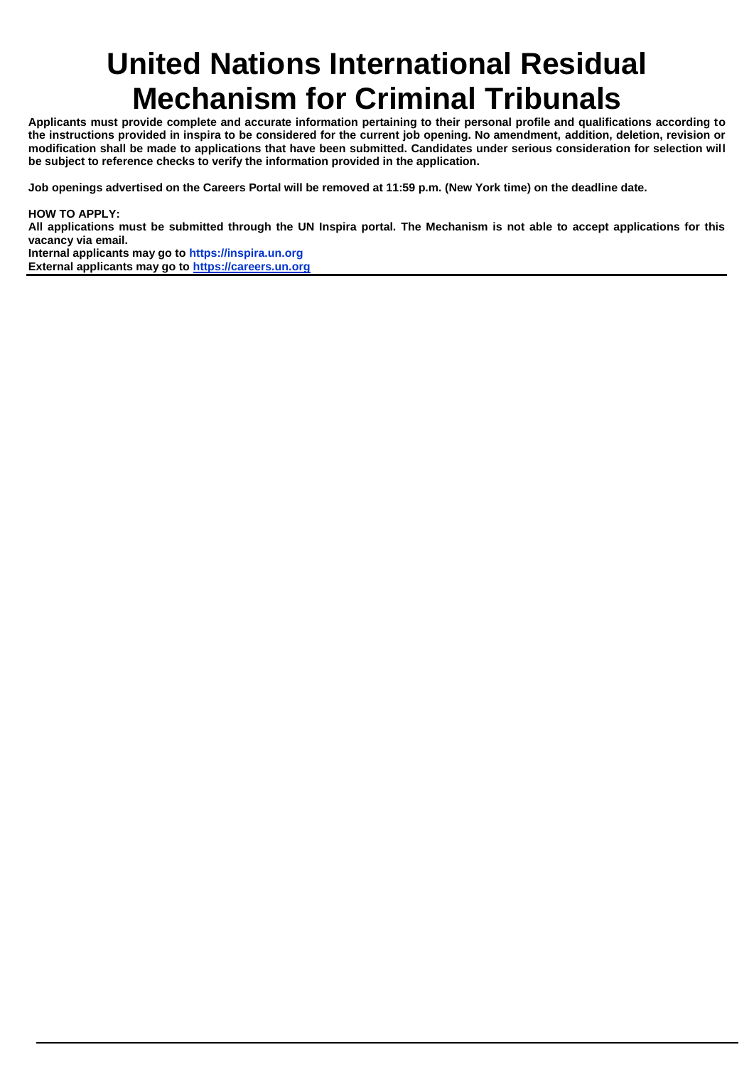# United Nations International Residual Mechanism for Criminal Tribunals

**Applicants must provide complete and accurate information pertaining to their personal profile and qualifications according to the instructions provided in inspira to be considered for the current job opening. No amendment, addition, deletion, revision or modification shall be made to applications that have been submitted. Candidates under serious consideration for selection will be subject to reference checks to verify the information provided in the application.**

**Job openings advertised on the Careers Portal will be removed at 11:59 p.m. (New York time) on the deadline date.**

**HOW TO APPLY:**

**All applications must be submitted through the UN Inspira portal. The Mechanism is not able to accept applications for this vacancy via email.**

**Internal applicants may go to https://inspira.un.org**

**External applicants may go to https://careers.un.org**